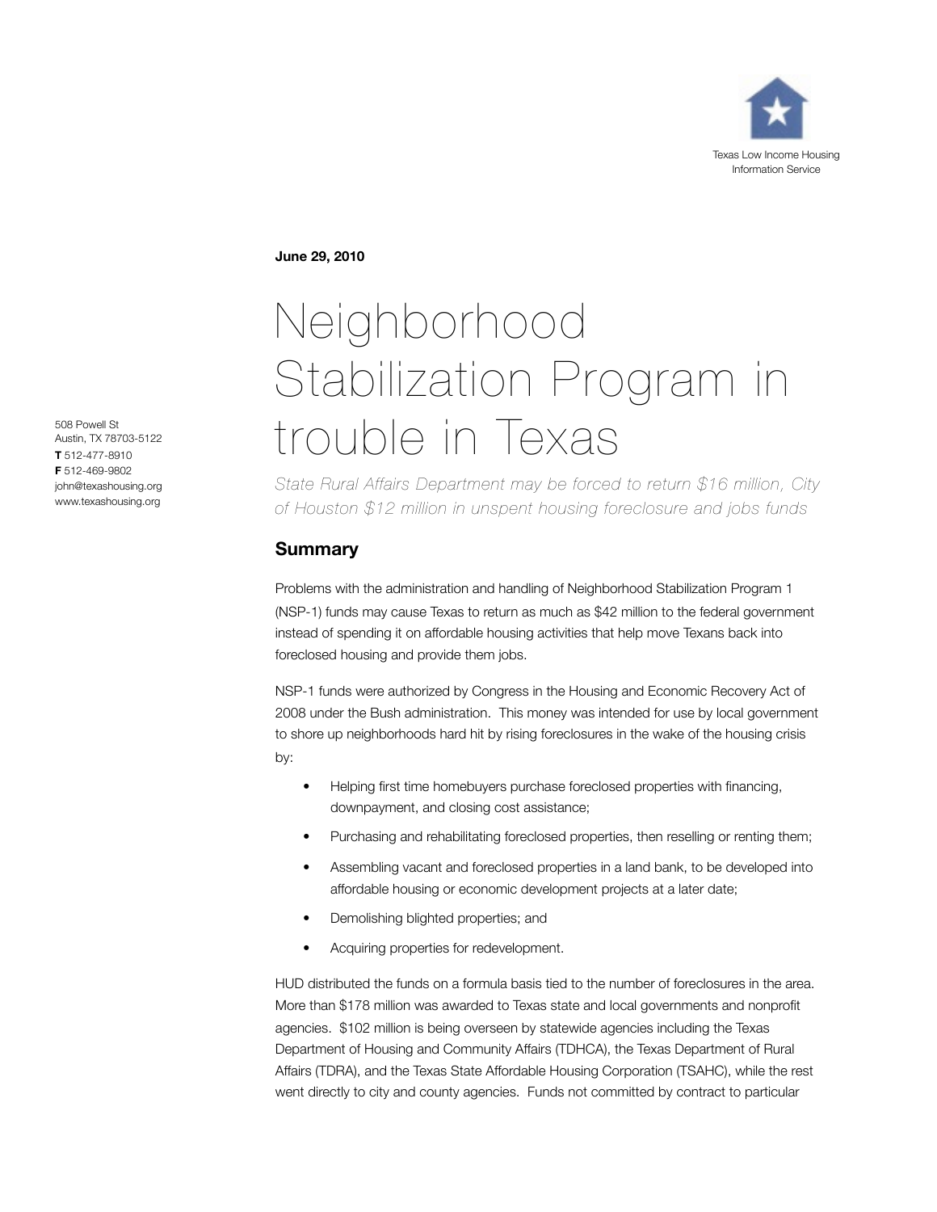Texas Low Income Housing Information Service

508 Powell St
Austin, TX 78703-5122
**T** 512-477-8910
**F** 512-469-9802
john@texashousing.org
www.texashousing.org

**June 29, 2010**

# Neighborhood Stabilization Program in trouble in Texas

*State Rural Affairs Department may be forced to return $16 million, City of Houston $12 million in unspent housing foreclosure and jobs funds*

## Summary

Problems with the administration and handling of Neighborhood Stabilization Program 1 (NSP-1) funds may cause Texas to return as much as $42 million to the federal government instead of spending it on affordable housing activities that help move Texans back into foreclosed housing and provide them jobs.

NSP-1 funds were authorized by Congress in the Housing and Economic Recovery Act of 2008 under the Bush administration. This money was intended for use by local government to shore up neighborhoods hard hit by rising foreclosures in the wake of the housing crisis by:

- Helping first time homebuyers purchase foreclosed properties with financing, downpayment, and closing cost assistance;
- Purchasing and rehabilitating foreclosed properties, then reselling or renting them;
- Assembling vacant and foreclosed properties in a land bank, to be developed into affordable housing or economic development projects at a later date;
- Demolishing blighted properties; and
- Acquiring properties for redevelopment.

HUD distributed the funds on a formula basis tied to the number of foreclosures in the area. More than $178 million was awarded to Texas state and local governments and nonprofit agencies. $102 million is being overseen by statewide agencies including the Texas Department of Housing and Community Affairs (TDHCA), the Texas Department of Rural Affairs (TDRA), and the Texas State Affordable Housing Corporation (TSAHC), while the rest went directly to city and county agencies. Funds not committed by contract to particular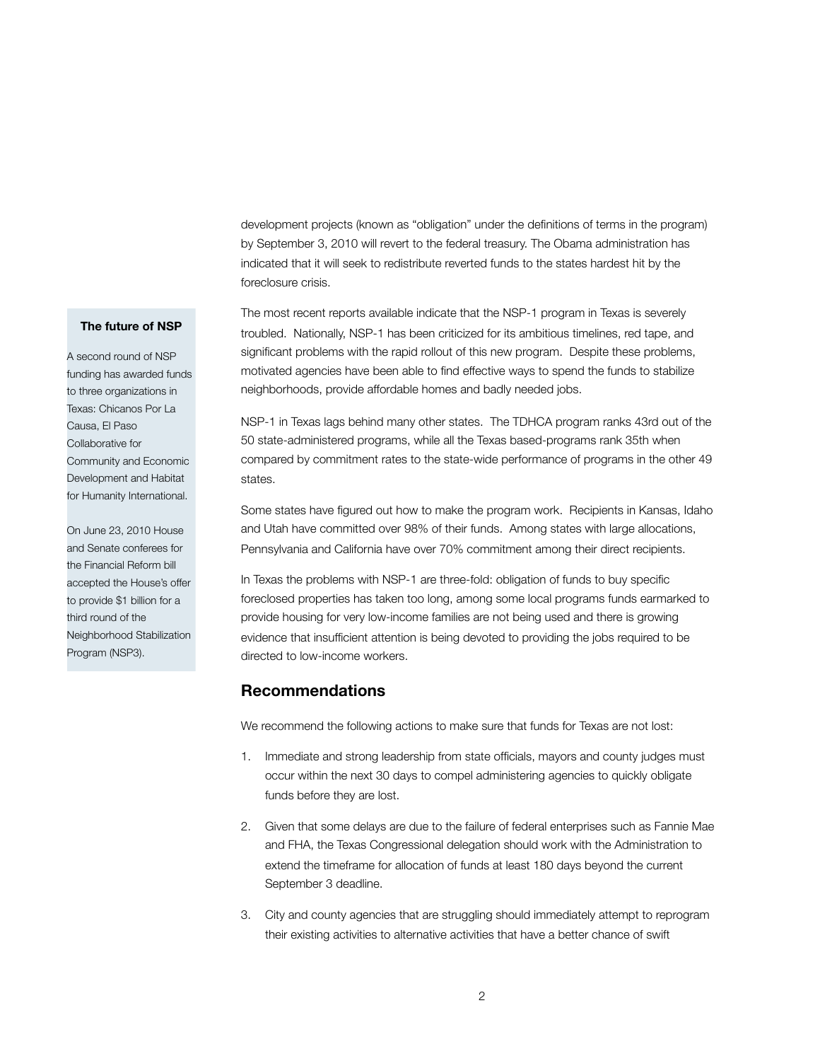development projects (known as "obligation" under the definitions of terms in the program) by September 3, 2010 will revert to the federal treasury. The Obama administration has indicated that it will seek to redistribute reverted funds to the states hardest hit by the foreclosure crisis.

The most recent reports available indicate that the NSP-1 program in Texas is severely troubled. Nationally, NSP-1 has been criticized for its ambitious timelines, red tape, and significant problems with the rapid rollout of this new program. Despite these problems, motivated agencies have been able to find effective ways to spend the funds to stabilize neighborhoods, provide affordable homes and badly needed jobs.

NSP-1 in Texas lags behind many other states. The TDHCA program ranks 43rd out of the 50 state-administered programs, while all the Texas based-programs rank 35th when compared by commitment rates to the state-wide performance of programs in the other 49 states.

Some states have figured out how to make the program work. Recipients in Kansas, Idaho and Utah have committed over 98% of their funds. Among states with large allocations, Pennsylvania and California have over 70% commitment among their direct recipients.

In Texas the problems with NSP-1 are three-fold: obligation of funds to buy specific foreclosed properties has taken too long, among some local programs funds earmarked to provide housing for very low-income families are not being used and there is growing evidence that insufficient attention is being devoted to providing the jobs required to be directed to low-income workers.

**The future of NSP**

A second round of NSP funding has awarded funds to three organizations in Texas: Chicanos Por La Causa, El Paso Collaborative for Community and Economic Development and Habitat for Humanity International.

On June 23, 2010 House and Senate conferees for the Financial Reform bill accepted the House's offer to provide $1 billion for a third round of the Neighborhood Stabilization Program (NSP3).

## Recommendations

We recommend the following actions to make sure that funds for Texas are not lost:

1. Immediate and strong leadership from state officials, mayors and county judges must occur within the next 30 days to compel administering agencies to quickly obligate funds before they are lost.
2. Given that some delays are due to the failure of federal enterprises such as Fannie Mae and FHA, the Texas Congressional delegation should work with the Administration to extend the timeframe for allocation of funds at least 180 days beyond the current September 3 deadline.
3. City and county agencies that are struggling should immediately attempt to reprogram their existing activities to alternative activities that have a better chance of swift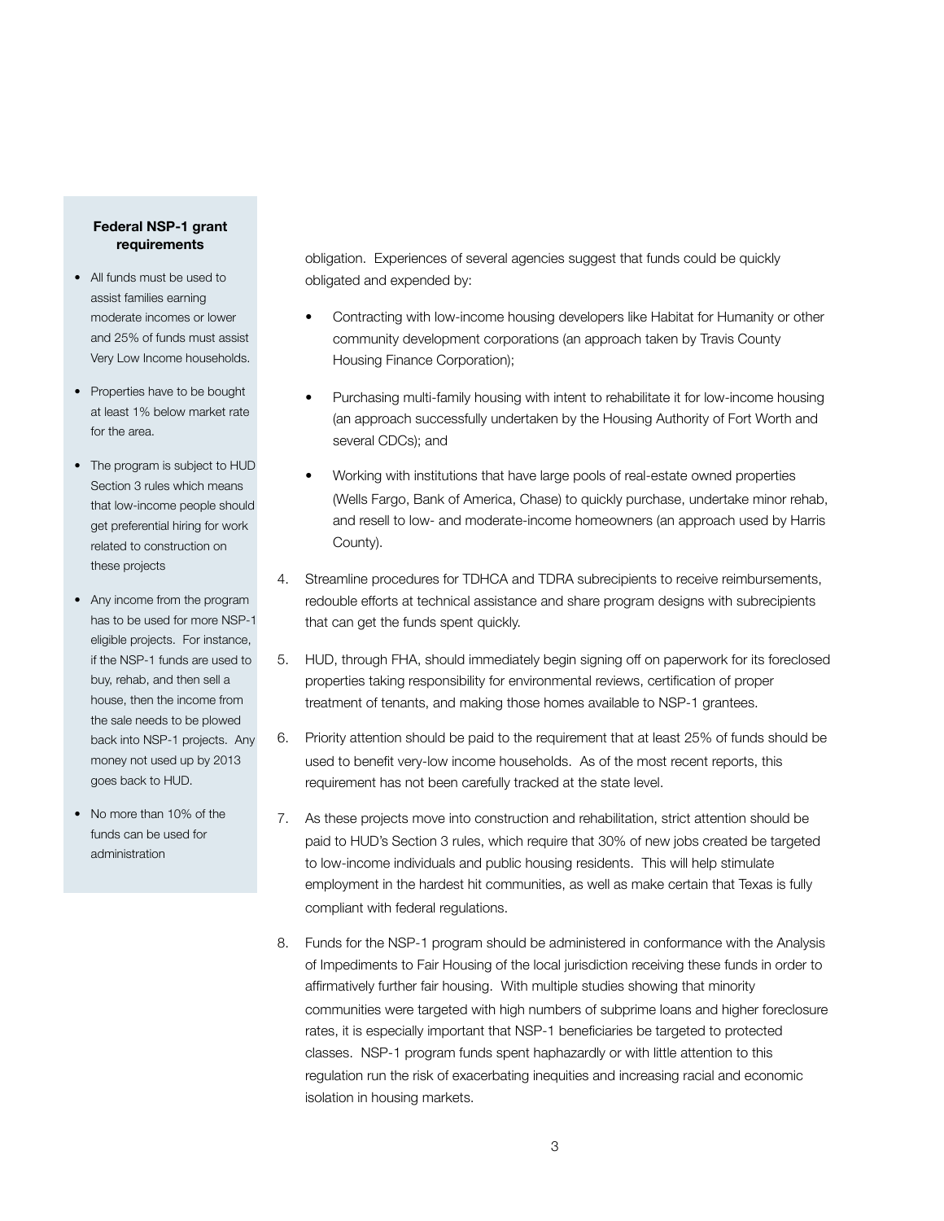### Federal NSP-1 grant requirements

- All funds must be used to assist families earning moderate incomes or lower and 25% of funds must assist Very Low Income households.
- Properties have to be bought at least 1% below market rate for the area.
- The program is subject to HUD Section 3 rules which means that low-income people should get preferential hiring for work related to construction on these projects
- Any income from the program has to be used for more NSP-1 eligible projects. For instance, if the NSP-1 funds are used to buy, rehab, and then sell a house, then the income from the sale needs to be plowed back into NSP-1 projects. Any money not used up by 2013 goes back to HUD.
- No more than 10% of the funds can be used for administration

obligation. Experiences of several agencies suggest that funds could be quickly obligated and expended by:

- Contracting with low-income housing developers like Habitat for Humanity or other community development corporations (an approach taken by Travis County Housing Finance Corporation);
- Purchasing multi-family housing with intent to rehabilitate it for low-income housing (an approach successfully undertaken by the Housing Authority of Fort Worth and several CDCs); and
- Working with institutions that have large pools of real-estate owned properties (Wells Fargo, Bank of America, Chase) to quickly purchase, undertake minor rehab, and resell to low- and moderate-income homeowners (an approach used by Harris County).

4. Streamline procedures for TDHCA and TDRA subrecipients to receive reimbursements, redouble efforts at technical assistance and share program designs with subrecipients that can get the funds spent quickly.
5. HUD, through FHA, should immediately begin signing off on paperwork for its foreclosed properties taking responsibility for environmental reviews, certification of proper treatment of tenants, and making those homes available to NSP-1 grantees.
6. Priority attention should be paid to the requirement that at least 25% of funds should be used to benefit very-low income households. As of the most recent reports, this requirement has not been carefully tracked at the state level.
7. As these projects move into construction and rehabilitation, strict attention should be paid to HUD's Section 3 rules, which require that 30% of new jobs created be targeted to low-income individuals and public housing residents. This will help stimulate employment in the hardest hit communities, as well as make certain that Texas is fully compliant with federal regulations.
8. Funds for the NSP-1 program should be administered in conformance with the Analysis of Impediments to Fair Housing of the local jurisdiction receiving these funds in order to affirmatively further fair housing. With multiple studies showing that minority communities were targeted with high numbers of subprime loans and higher foreclosure rates, it is especially important that NSP-1 beneficiaries be targeted to protected classes. NSP-1 program funds spent haphazardly or with little attention to this regulation run the risk of exacerbating inequities and increasing racial and economic isolation in housing markets.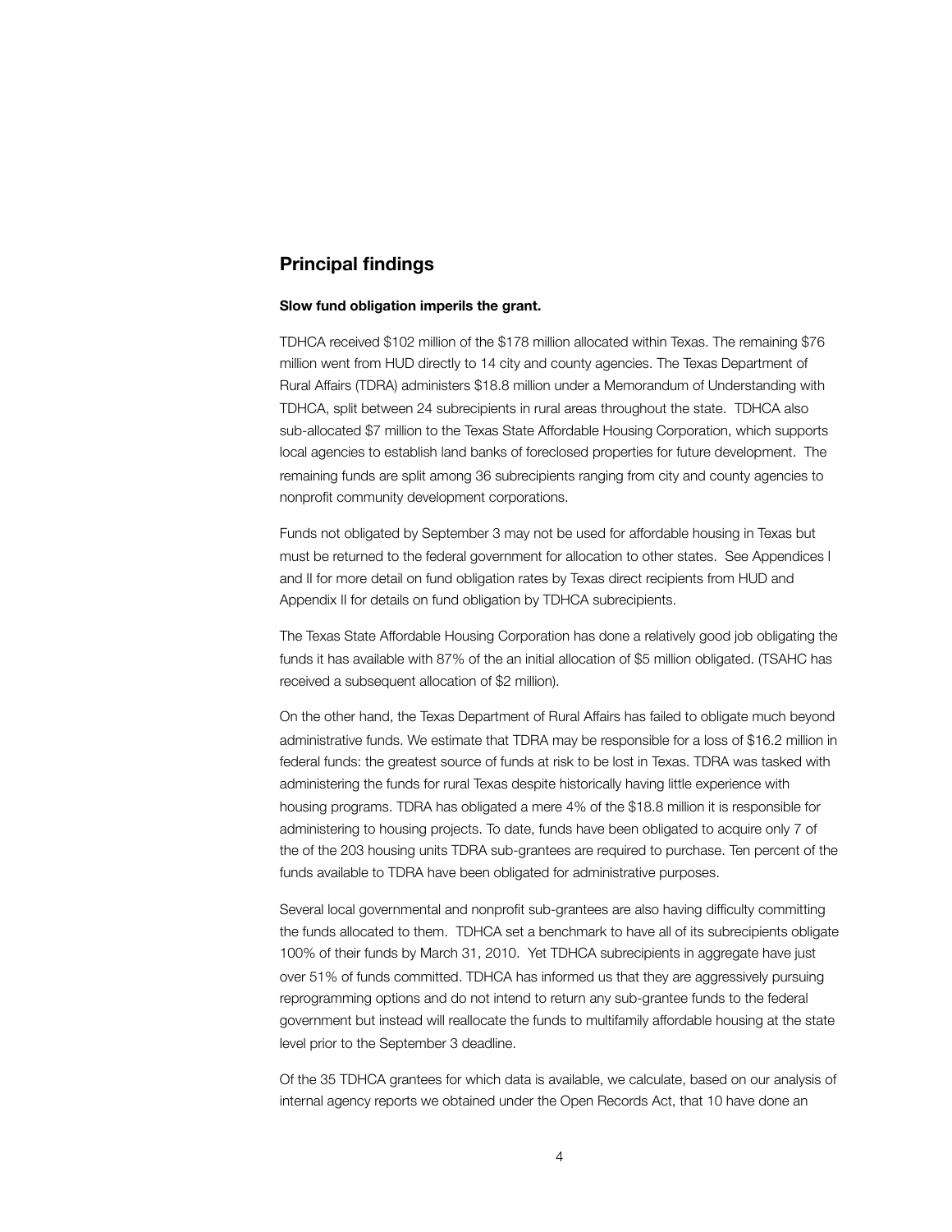## Principal findings

**Slow fund obligation imperils the grant.**

TDHCA received $102 million of the $178 million allocated within Texas. The remaining $76 million went from HUD directly to 14 city and county agencies. The Texas Department of Rural Affairs (TDRA) administers $18.8 million under a Memorandum of Understanding with TDHCA, split between 24 subrecipients in rural areas throughout the state. TDHCA also sub-allocated $7 million to the Texas State Affordable Housing Corporation, which supports local agencies to establish land banks of foreclosed properties for future development. The remaining funds are split among 36 subrecipients ranging from city and county agencies to nonprofit community development corporations.

Funds not obligated by September 3 may not be used for affordable housing in Texas but must be returned to the federal government for allocation to other states. See Appendices I and II for more detail on fund obligation rates by Texas direct recipients from HUD and Appendix II for details on fund obligation by TDHCA subrecipients.

The Texas State Affordable Housing Corporation has done a relatively good job obligating the funds it has available with 87% of the an initial allocation of $5 million obligated. (TSAHC has received a subsequent allocation of $2 million).

On the other hand, the Texas Department of Rural Affairs has failed to obligate much beyond administrative funds. We estimate that TDRA may be responsible for a loss of $16.2 million in federal funds: the greatest source of funds at risk to be lost in Texas. TDRA was tasked with administering the funds for rural Texas despite historically having little experience with housing programs. TDRA has obligated a mere 4% of the $18.8 million it is responsible for administering to housing projects. To date, funds have been obligated to acquire only 7 of the of the 203 housing units TDRA sub-grantees are required to purchase. Ten percent of the funds available to TDRA have been obligated for administrative purposes.

Several local governmental and nonprofit sub-grantees are also having difficulty committing the funds allocated to them. TDHCA set a benchmark to have all of its subrecipients obligate 100% of their funds by March 31, 2010. Yet TDHCA subrecipients in aggregate have just over 51% of funds committed. TDHCA has informed us that they are aggressively pursuing reprogramming options and do not intend to return any sub-grantee funds to the federal government but instead will reallocate the funds to multifamily affordable housing at the state level prior to the September 3 deadline.

Of the 35 TDHCA grantees for which data is available, we calculate, based on our analysis of internal agency reports we obtained under the Open Records Act, that 10 have done an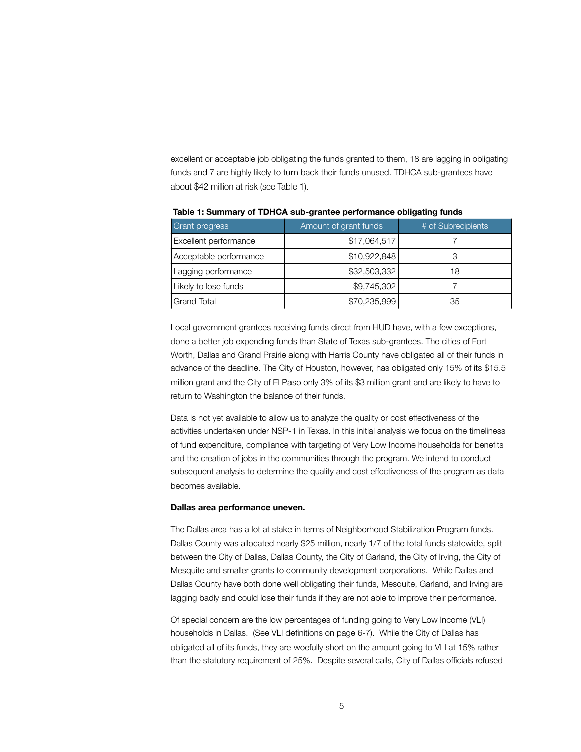excellent or acceptable job obligating the funds granted to them, 18 are lagging in obligating funds and 7 are highly likely to turn back their funds unused. TDHCA sub-grantees have about $42 million at risk (see Table 1).

**Table 1: Summary of TDHCA sub-grantee performance obligating funds**

| Grant progress | Amount of grant funds | # of Subrecipients |
| --- | --- | --- |
| Excellent performance | $17,064,517 | 7 |
| Acceptable performance | $10,922,848 | 3 |
| Lagging performance | $32,503,332 | 18 |
| Likely to lose funds | $9,745,302 | 7 |
| Grand Total | $70,235,999 | 35 |

Local government grantees receiving funds direct from HUD have, with a few exceptions, done a better job expending funds than State of Texas sub-grantees. The cities of Fort Worth, Dallas and Grand Prairie along with Harris County have obligated all of their funds in advance of the deadline. The City of Houston, however, has obligated only 15% of its $15.5 million grant and the City of El Paso only 3% of its $3 million grant and are likely to have to return to Washington the balance of their funds.

Data is not yet available to allow us to analyze the quality or cost effectiveness of the activities undertaken under NSP-1 in Texas. In this initial analysis we focus on the timeliness of fund expenditure, compliance with targeting of Very Low Income households for benefits and the creation of jobs in the communities through the program. We intend to conduct subsequent analysis to determine the quality and cost effectiveness of the program as data becomes available.

**Dallas area performance uneven.**

The Dallas area has a lot at stake in terms of Neighborhood Stabilization Program funds. Dallas County was allocated nearly $25 million, nearly 1/7 of the total funds statewide, split between the City of Dallas, Dallas County, the City of Garland, the City of Irving, the City of Mesquite and smaller grants to community development corporations. While Dallas and Dallas County have both done well obligating their funds, Mesquite, Garland, and Irving are lagging badly and could lose their funds if they are not able to improve their performance.

Of special concern are the low percentages of funding going to Very Low Income (VLI) households in Dallas. (See VLI definitions on page 6-7). While the City of Dallas has obligated all of its funds, they are woefully short on the amount going to VLI at 15% rather than the statutory requirement of 25%. Despite several calls, City of Dallas officials refused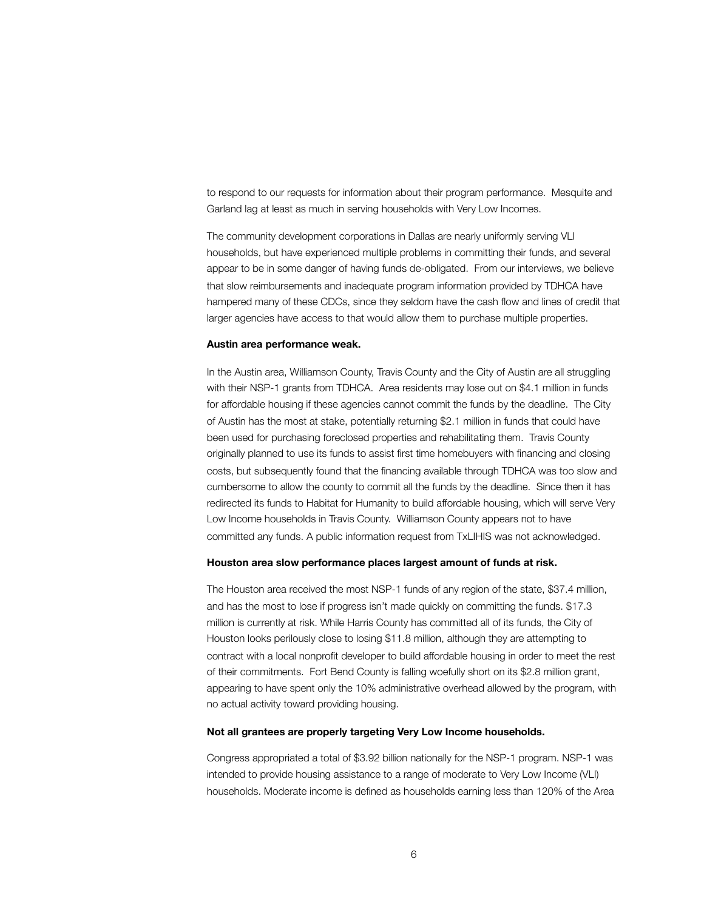to respond to our requests for information about their program performance. Mesquite and Garland lag at least as much in serving households with Very Low Incomes.

The community development corporations in Dallas are nearly uniformly serving VLI households, but have experienced multiple problems in committing their funds, and several appear to be in some danger of having funds de-obligated. From our interviews, we believe that slow reimbursements and inadequate program information provided by TDHCA have hampered many of these CDCs, since they seldom have the cash flow and lines of credit that larger agencies have access to that would allow them to purchase multiple properties.

**Austin area performance weak.**

In the Austin area, Williamson County, Travis County and the City of Austin are all struggling with their NSP-1 grants from TDHCA. Area residents may lose out on $4.1 million in funds for affordable housing if these agencies cannot commit the funds by the deadline. The City of Austin has the most at stake, potentially returning $2.1 million in funds that could have been used for purchasing foreclosed properties and rehabilitating them. Travis County originally planned to use its funds to assist first time homebuyers with financing and closing costs, but subsequently found that the financing available through TDHCA was too slow and cumbersome to allow the county to commit all the funds by the deadline. Since then it has redirected its funds to Habitat for Humanity to build affordable housing, which will serve Very Low Income households in Travis County. Williamson County appears not to have committed any funds. A public information request from TxLIHIS was not acknowledged.

**Houston area slow performance places largest amount of funds at risk.**

The Houston area received the most NSP-1 funds of any region of the state, $37.4 million, and has the most to lose if progress isn't made quickly on committing the funds. $17.3 million is currently at risk. While Harris County has committed all of its funds, the City of Houston looks perilously close to losing $11.8 million, although they are attempting to contract with a local nonprofit developer to build affordable housing in order to meet the rest of their commitments. Fort Bend County is falling woefully short on its $2.8 million grant, appearing to have spent only the 10% administrative overhead allowed by the program, with no actual activity toward providing housing.

**Not all grantees are properly targeting Very Low Income households.**

Congress appropriated a total of $3.92 billion nationally for the NSP-1 program. NSP-1 was intended to provide housing assistance to a range of moderate to Very Low Income (VLI) households. Moderate income is defined as households earning less than 120% of the Area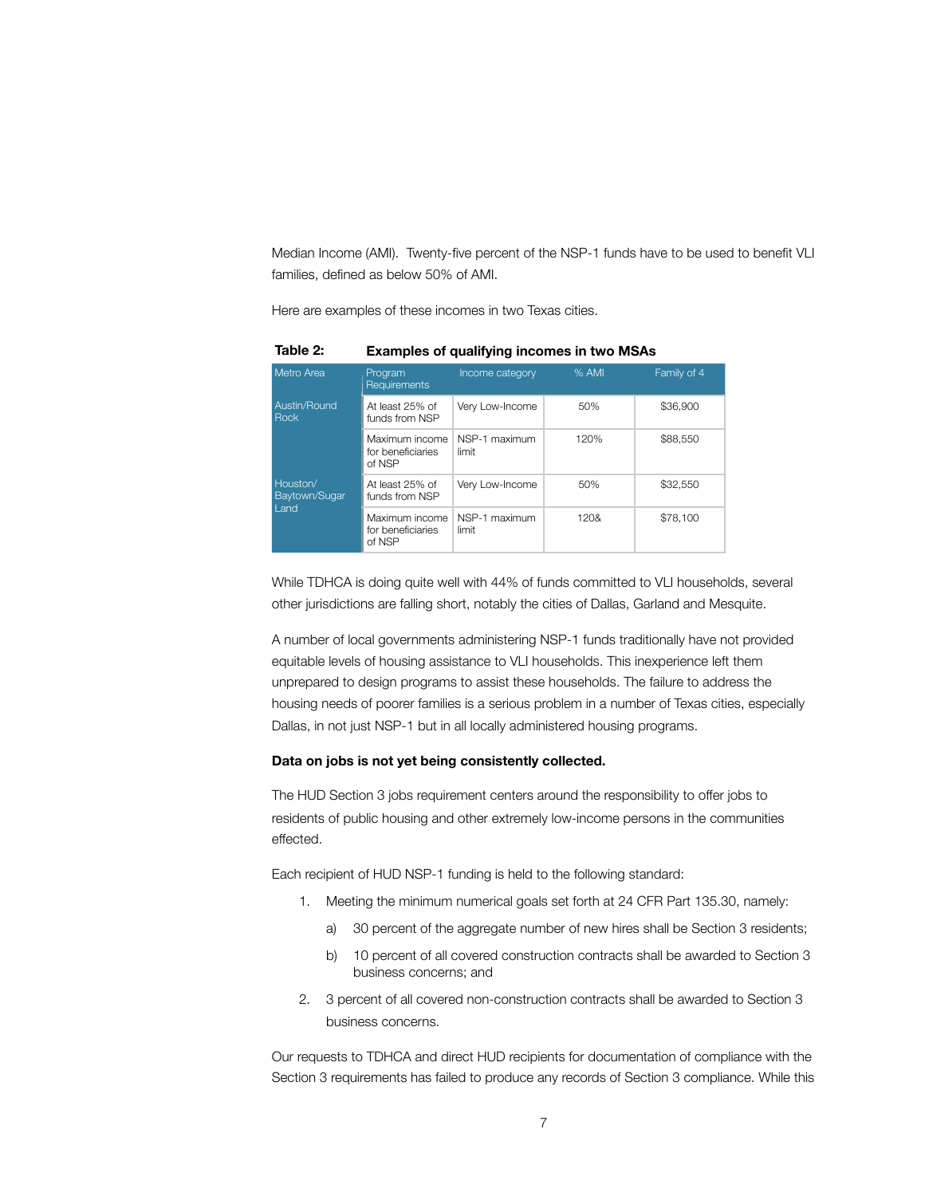Median Income (AMI). Twenty-five percent of the NSP-1 funds have to be used to benefit VLI families, defined as below 50% of AMI.

Here are examples of these incomes in two Texas cities.

**Table 2: Examples of qualifying incomes in two MSAs**

| Metro Area | Program Requirements | Income category | % AMI | Family of 4 |
|---|---|---|---|---|
| Austin/Round Rock | At least 25% of funds from NSP | Very Low-Income | 50% | $36,900 |
| | Maximum income for beneficiaries of NSP | NSP-1 maximum limit | 120% | $88,550 |
| Houston/ Baytown/Sugar Land | At least 25% of funds from NSP | Very Low-Income | 50% | $32,550 |
| | Maximum income for beneficiaries of NSP | NSP-1 maximum limit | 120& | $78,100 |

While TDHCA is doing quite well with 44% of funds committed to VLI households, several other jurisdictions are falling short, notably the cities of Dallas, Garland and Mesquite.

A number of local governments administering NSP-1 funds traditionally have not provided equitable levels of housing assistance to VLI households. This inexperience left them unprepared to design programs to assist these households. The failure to address the housing needs of poorer families is a serious problem in a number of Texas cities, especially Dallas, in not just NSP-1 but in all locally administered housing programs.

**Data on jobs is not yet being consistently collected.**

The HUD Section 3 jobs requirement centers around the responsibility to offer jobs to residents of public housing and other extremely low-income persons in the communities effected.

Each recipient of HUD NSP-1 funding is held to the following standard:

1. Meeting the minimum numerical goals set forth at 24 CFR Part 135.30, namely:
   a) 30 percent of the aggregate number of new hires shall be Section 3 residents;
   b) 10 percent of all covered construction contracts shall be awarded to Section 3 business concerns; and
2. 3 percent of all covered non-construction contracts shall be awarded to Section 3 business concerns.

Our requests to TDHCA and direct HUD recipients for documentation of compliance with the Section 3 requirements has failed to produce any records of Section 3 compliance. While this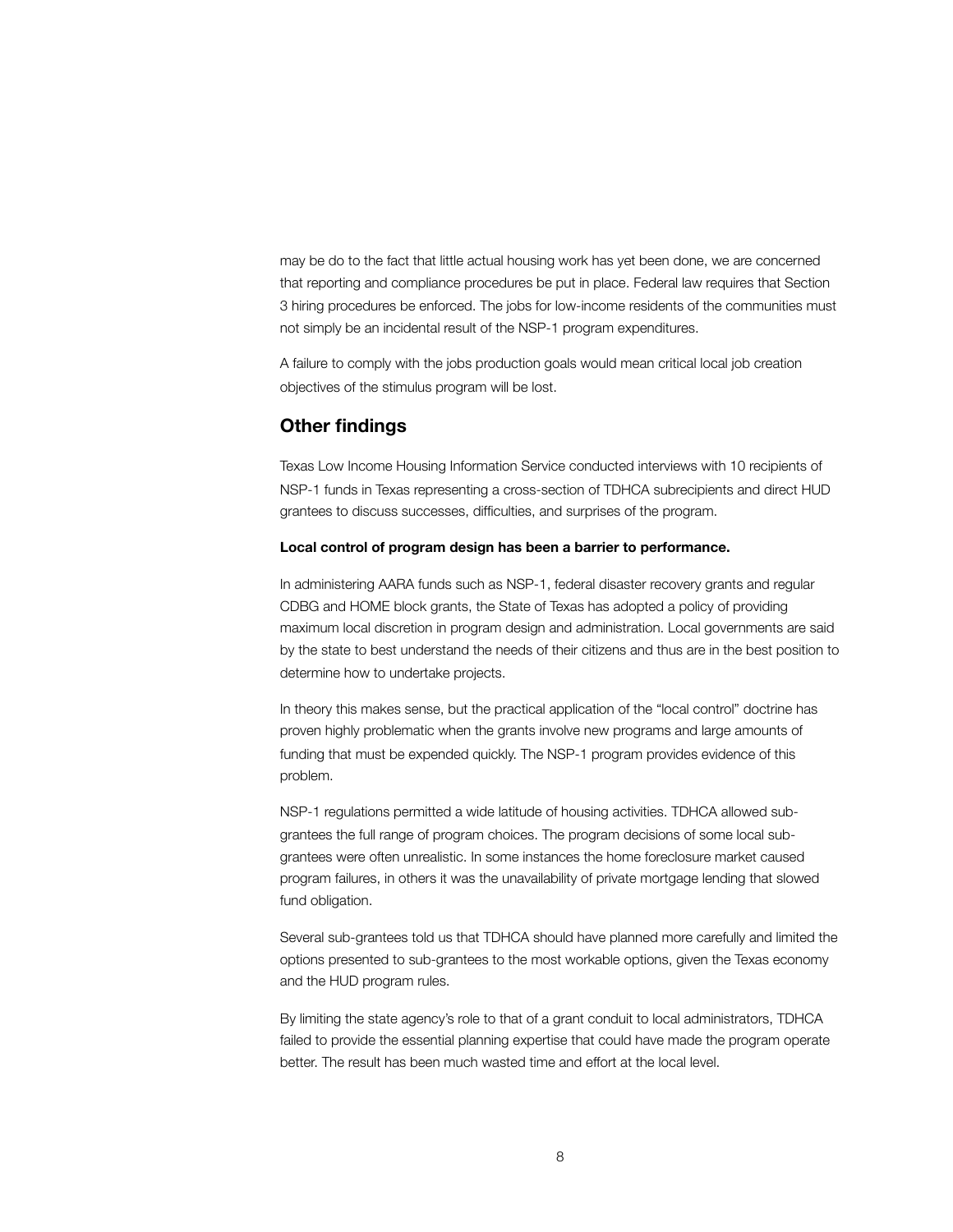may be do to the fact that little actual housing work has yet been done, we are concerned that reporting and compliance procedures be put in place. Federal law requires that Section 3 hiring procedures be enforced. The jobs for low-income residents of the communities must not simply be an incidental result of the NSP-1 program expenditures.

A failure to comply with the jobs production goals would mean critical local job creation objectives of the stimulus program will be lost.

## Other findings

Texas Low Income Housing Information Service conducted interviews with 10 recipients of NSP-1 funds in Texas representing a cross-section of TDHCA subrecipients and direct HUD grantees to discuss successes, difficulties, and surprises of the program.

**Local control of program design has been a barrier to performance.**

In administering AARA funds such as NSP-1, federal disaster recovery grants and regular CDBG and HOME block grants, the State of Texas has adopted a policy of providing maximum local discretion in program design and administration. Local governments are said by the state to best understand the needs of their citizens and thus are in the best position to determine how to undertake projects.

In theory this makes sense, but the practical application of the "local control" doctrine has proven highly problematic when the grants involve new programs and large amounts of funding that must be expended quickly. The NSP-1 program provides evidence of this problem.

NSP-1 regulations permitted a wide latitude of housing activities. TDHCA allowed sub-grantees the full range of program choices. The program decisions of some local sub-grantees were often unrealistic. In some instances the home foreclosure market caused program failures, in others it was the unavailability of private mortgage lending that slowed fund obligation.

Several sub-grantees told us that TDHCA should have planned more carefully and limited the options presented to sub-grantees to the most workable options, given the Texas economy and the HUD program rules.

By limiting the state agency's role to that of a grant conduit to local administrators, TDHCA failed to provide the essential planning expertise that could have made the program operate better. The result has been much wasted time and effort at the local level.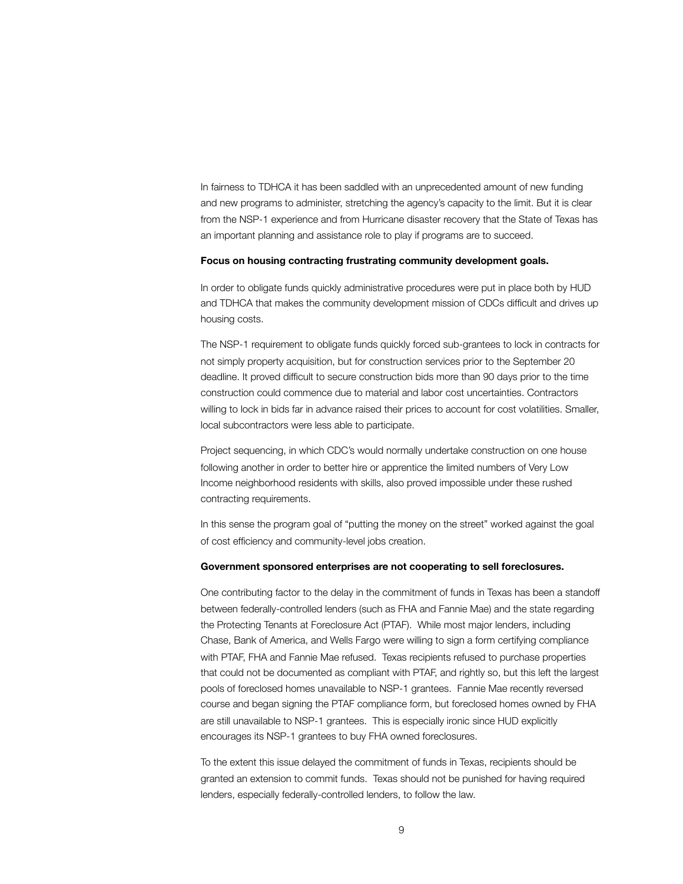In fairness to TDHCA it has been saddled with an unprecedented amount of new funding and new programs to administer, stretching the agency's capacity to the limit. But it is clear from the NSP-1 experience and from Hurricane disaster recovery that the State of Texas has an important planning and assistance role to play if programs are to succeed.

**Focus on housing contracting frustrating community development goals.**

In order to obligate funds quickly administrative procedures were put in place both by HUD and TDHCA that makes the community development mission of CDCs difficult and drives up housing costs.

The NSP-1 requirement to obligate funds quickly forced sub-grantees to lock in contracts for not simply property acquisition, but for construction services prior to the September 20 deadline. It proved difficult to secure construction bids more than 90 days prior to the time construction could commence due to material and labor cost uncertainties. Contractors willing to lock in bids far in advance raised their prices to account for cost volatilities. Smaller, local subcontractors were less able to participate.

Project sequencing, in which CDC's would normally undertake construction on one house following another in order to better hire or apprentice the limited numbers of Very Low Income neighborhood residents with skills, also proved impossible under these rushed contracting requirements.

In this sense the program goal of "putting the money on the street" worked against the goal of cost efficiency and community-level jobs creation.

**Government sponsored enterprises are not cooperating to sell foreclosures.**

One contributing factor to the delay in the commitment of funds in Texas has been a standoff between federally-controlled lenders (such as FHA and Fannie Mae) and the state regarding the Protecting Tenants at Foreclosure Act (PTAF). While most major lenders, including Chase, Bank of America, and Wells Fargo were willing to sign a form certifying compliance with PTAF, FHA and Fannie Mae refused. Texas recipients refused to purchase properties that could not be documented as compliant with PTAF, and rightly so, but this left the largest pools of foreclosed homes unavailable to NSP-1 grantees. Fannie Mae recently reversed course and began signing the PTAF compliance form, but foreclosed homes owned by FHA are still unavailable to NSP-1 grantees. This is especially ironic since HUD explicitly encourages its NSP-1 grantees to buy FHA owned foreclosures.

To the extent this issue delayed the commitment of funds in Texas, recipients should be granted an extension to commit funds. Texas should not be punished for having required lenders, especially federally-controlled lenders, to follow the law.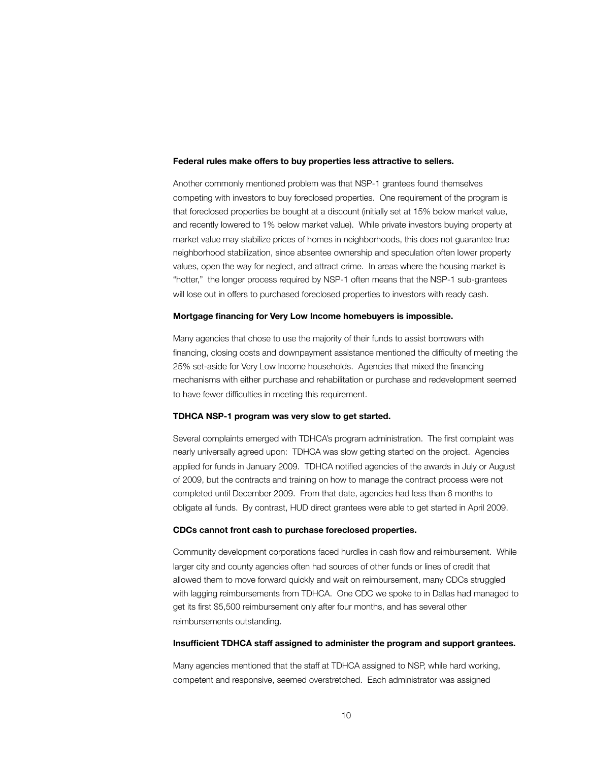**Federal rules make offers to buy properties less attractive to sellers.**

Another commonly mentioned problem was that NSP-1 grantees found themselves competing with investors to buy foreclosed properties. One requirement of the program is that foreclosed properties be bought at a discount (initially set at 15% below market value, and recently lowered to 1% below market value). While private investors buying property at market value may stabilize prices of homes in neighborhoods, this does not guarantee true neighborhood stabilization, since absentee ownership and speculation often lower property values, open the way for neglect, and attract crime. In areas where the housing market is "hotter," the longer process required by NSP-1 often means that the NSP-1 sub-grantees will lose out in offers to purchased foreclosed properties to investors with ready cash.

**Mortgage financing for Very Low Income homebuyers is impossible.**

Many agencies that chose to use the majority of their funds to assist borrowers with financing, closing costs and downpayment assistance mentioned the difficulty of meeting the 25% set-aside for Very Low Income households. Agencies that mixed the financing mechanisms with either purchase and rehabilitation or purchase and redevelopment seemed to have fewer difficulties in meeting this requirement.

**TDHCA NSP-1 program was very slow to get started.**

Several complaints emerged with TDHCA's program administration. The first complaint was nearly universally agreed upon: TDHCA was slow getting started on the project. Agencies applied for funds in January 2009. TDHCA notified agencies of the awards in July or August of 2009, but the contracts and training on how to manage the contract process were not completed until December 2009. From that date, agencies had less than 6 months to obligate all funds. By contrast, HUD direct grantees were able to get started in April 2009.

**CDCs cannot front cash to purchase foreclosed properties.**

Community development corporations faced hurdles in cash flow and reimbursement. While larger city and county agencies often had sources of other funds or lines of credit that allowed them to move forward quickly and wait on reimbursement, many CDCs struggled with lagging reimbursements from TDHCA. One CDC we spoke to in Dallas had managed to get its first $5,500 reimbursement only after four months, and has several other reimbursements outstanding.

**Insufficient TDHCA staff assigned to administer the program and support grantees.**

Many agencies mentioned that the staff at TDHCA assigned to NSP, while hard working, competent and responsive, seemed overstretched. Each administrator was assigned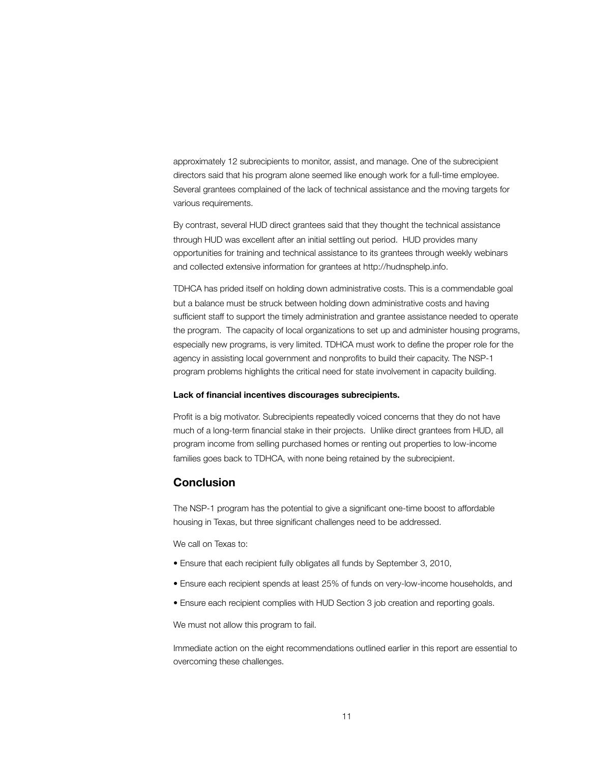approximately 12 subrecipients to monitor, assist, and manage. One of the subrecipient directors said that his program alone seemed like enough work for a full-time employee. Several grantees complained of the lack of technical assistance and the moving targets for various requirements.

By contrast, several HUD direct grantees said that they thought the technical assistance through HUD was excellent after an initial settling out period. HUD provides many opportunities for training and technical assistance to its grantees through weekly webinars and collected extensive information for grantees at http://hudnsphelp.info.

TDHCA has prided itself on holding down administrative costs. This is a commendable goal but a balance must be struck between holding down administrative costs and having sufficient staff to support the timely administration and grantee assistance needed to operate the program. The capacity of local organizations to set up and administer housing programs, especially new programs, is very limited. TDHCA must work to define the proper role for the agency in assisting local government and nonprofits to build their capacity. The NSP-1 program problems highlights the critical need for state involvement in capacity building.

**Lack of financial incentives discourages subrecipients.**

Profit is a big motivator. Subrecipients repeatedly voiced concerns that they do not have much of a long-term financial stake in their projects. Unlike direct grantees from HUD, all program income from selling purchased homes or renting out properties to low-income families goes back to TDHCA, with none being retained by the subrecipient.

## Conclusion

The NSP-1 program has the potential to give a significant one-time boost to affordable housing in Texas, but three significant challenges need to be addressed.

We call on Texas to:

- Ensure that each recipient fully obligates all funds by September 3, 2010,
- Ensure each recipient spends at least 25% of funds on very-low-income households, and
- Ensure each recipient complies with HUD Section 3 job creation and reporting goals.

We must not allow this program to fail.

Immediate action on the eight recommendations outlined earlier in this report are essential to overcoming these challenges.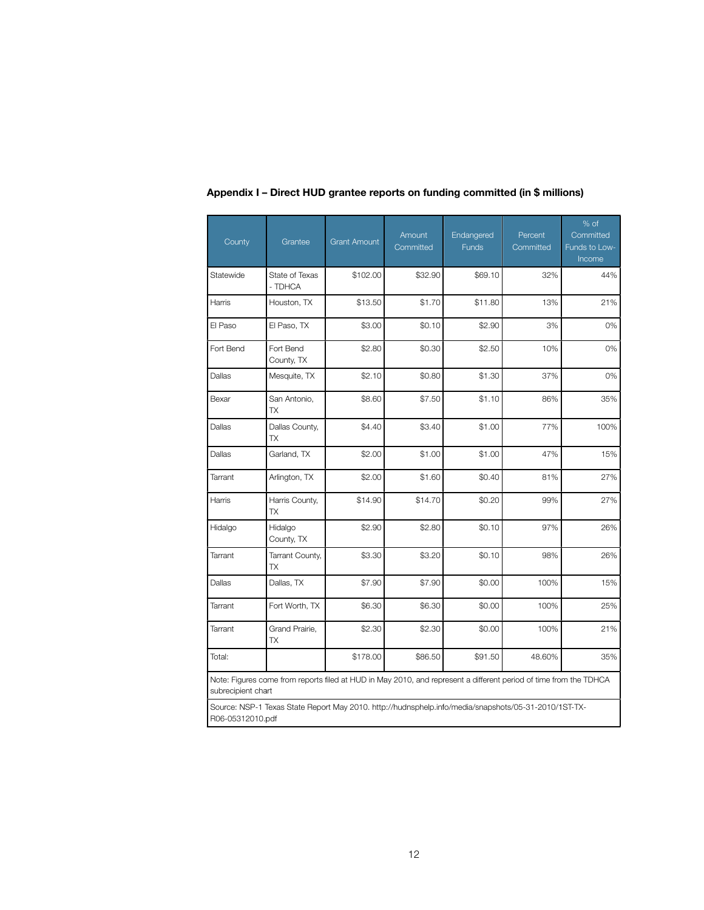## Appendix I – Direct HUD grantee reports on funding committed (in $ millions)

| County | Grantee | Grant Amount | Amount Committed | Endangered Funds | Percent Committed | % of Committed Funds to Low-Income |
|---|---|---|---|---|---|---|
| Statewide | State of Texas - TDHCA | $102.00 | $32.90 | $69.10 | 32% | 44% |
| Harris | Houston, TX | $13.50 | $1.70 | $11.80 | 13% | 21% |
| El Paso | El Paso, TX | $3.00 | $0.10 | $2.90 | 3% | 0% |
| Fort Bend | Fort Bend County, TX | $2.80 | $0.30 | $2.50 | 10% | 0% |
| Dallas | Mesquite, TX | $2.10 | $0.80 | $1.30 | 37% | 0% |
| Bexar | San Antonio, TX | $8.60 | $7.50 | $1.10 | 86% | 35% |
| Dallas | Dallas County, TX | $4.40 | $3.40 | $1.00 | 77% | 100% |
| Dallas | Garland, TX | $2.00 | $1.00 | $1.00 | 47% | 15% |
| Tarrant | Arlington, TX | $2.00 | $1.60 | $0.40 | 81% | 27% |
| Harris | Harris County, TX | $14.90 | $14.70 | $0.20 | 99% | 27% |
| Hidalgo | Hidalgo County, TX | $2.90 | $2.80 | $0.10 | 97% | 26% |
| Tarrant | Tarrant County, TX | $3.30 | $3.20 | $0.10 | 98% | 26% |
| Dallas | Dallas, TX | $7.90 | $7.90 | $0.00 | 100% | 15% |
| Tarrant | Fort Worth, TX | $6.30 | $6.30 | $0.00 | 100% | 25% |
| Tarrant | Grand Prairie, TX | $2.30 | $2.30 | $0.00 | 100% | 21% |
| Total: | | $178.00 | $86.50 | $91.50 | 48.60% | 35% |

Note: Figures come from reports filed at HUD in May 2010, and represent a different period of time from the TDHCA subrecipient chart

Source: NSP-1 Texas State Report May 2010. http://hudnsphelp.info/media/snapshots/05-31-2010/1ST-TX-R06-05312010.pdf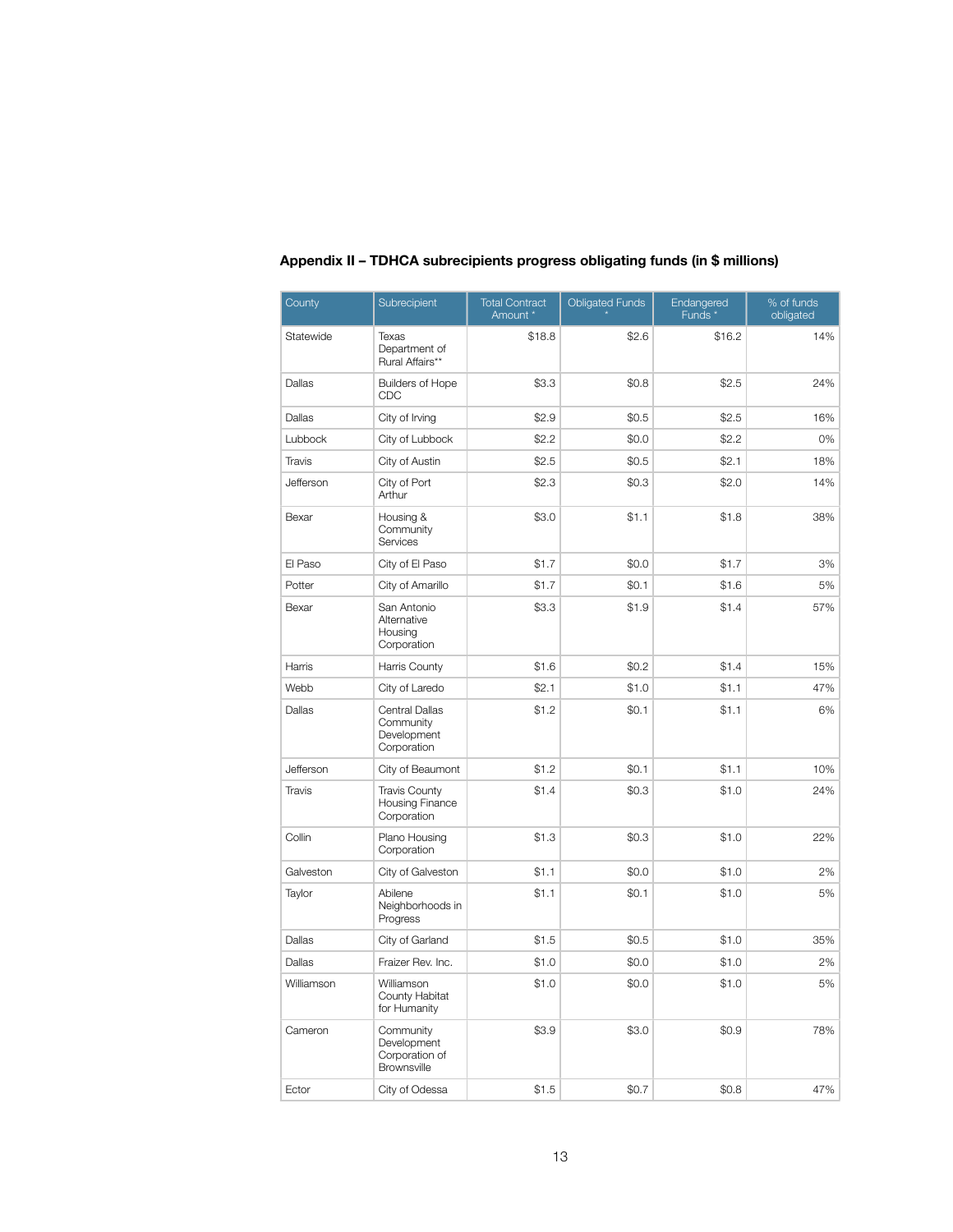## Appendix II – TDHCA subrecipients progress obligating funds (in $ millions)

| County | Subrecipient | Total Contract Amount * | Obligated Funds * | Endangered Funds * | % of funds obligated |
|---|---|---|---|---|---|
| Statewide | Texas Department of Rural Affairs** | $18.8 | $2.6 | $16.2 | 14% |
| Dallas | Builders of Hope CDC | $3.3 | $0.8 | $2.5 | 24% |
| Dallas | City of Irving | $2.9 | $0.5 | $2.5 | 16% |
| Lubbock | City of Lubbock | $2.2 | $0.0 | $2.2 | 0% |
| Travis | City of Austin | $2.5 | $0.5 | $2.1 | 18% |
| Jefferson | City of Port Arthur | $2.3 | $0.3 | $2.0 | 14% |
| Bexar | Housing & Community Services | $3.0 | $1.1 | $1.8 | 38% |
| El Paso | City of El Paso | $1.7 | $0.0 | $1.7 | 3% |
| Potter | City of Amarillo | $1.7 | $0.1 | $1.6 | 5% |
| Bexar | San Antonio Alternative Housing Corporation | $3.3 | $1.9 | $1.4 | 57% |
| Harris | Harris County | $1.6 | $0.2 | $1.4 | 15% |
| Webb | City of Laredo | $2.1 | $1.0 | $1.1 | 47% |
| Dallas | Central Dallas Community Development Corporation | $1.2 | $0.1 | $1.1 | 6% |
| Jefferson | City of Beaumont | $1.2 | $0.1 | $1.1 | 10% |
| Travis | Travis County Housing Finance Corporation | $1.4 | $0.3 | $1.0 | 24% |
| Collin | Plano Housing Corporation | $1.3 | $0.3 | $1.0 | 22% |
| Galveston | City of Galveston | $1.1 | $0.0 | $1.0 | 2% |
| Taylor | Abilene Neighborhoods in Progress | $1.1 | $0.1 | $1.0 | 5% |
| Dallas | City of Garland | $1.5 | $0.5 | $1.0 | 35% |
| Dallas | Fraizer Rev. Inc. | $1.0 | $0.0 | $1.0 | 2% |
| Williamson | Williamson County Habitat for Humanity | $1.0 | $0.0 | $1.0 | 5% |
| Cameron | Community Development Corporation of Brownsville | $3.9 | $3.0 | $0.9 | 78% |
| Ector | City of Odessa | $1.5 | $0.7 | $0.8 | 47% |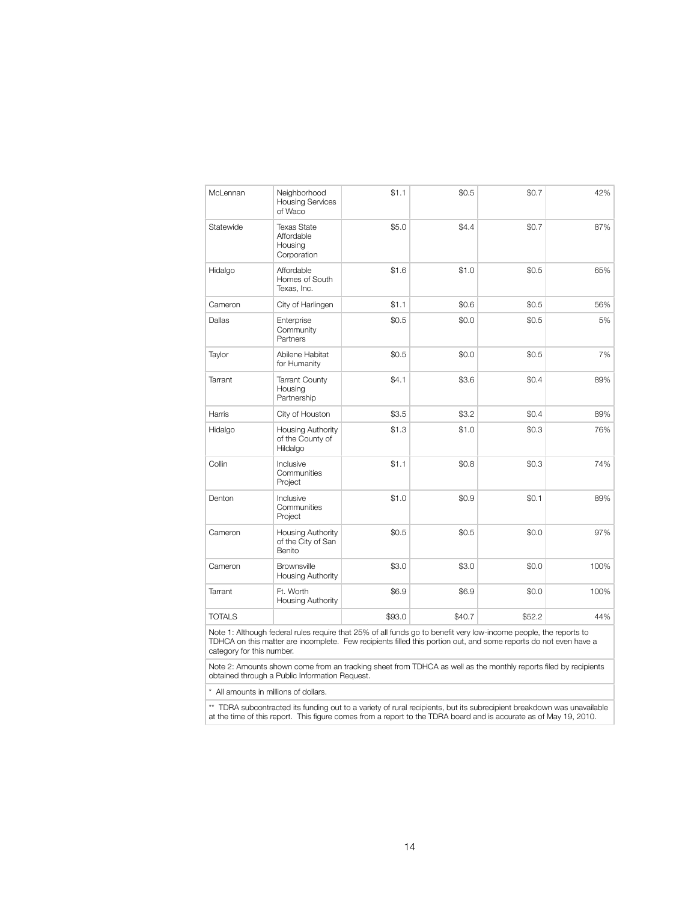| | | | | | |
|---|---|---|---|---|---|
| McLennan | Neighborhood Housing Services of Waco | $1.1 | $0.5 | $0.7 | 42% |
| Statewide | Texas State Affordable Housing Corporation | $5.0 | $4.4 | $0.7 | 87% |
| Hidalgo | Affordable Homes of South Texas, Inc. | $1.6 | $1.0 | $0.5 | 65% |
| Cameron | City of Harlingen | $1.1 | $0.6 | $0.5 | 56% |
| Dallas | Enterprise Community Partners | $0.5 | $0.0 | $0.5 | 5% |
| Taylor | Abilene Habitat for Humanity | $0.5 | $0.0 | $0.5 | 7% |
| Tarrant | Tarrant County Housing Partnership | $4.1 | $3.6 | $0.4 | 89% |
| Harris | City of Houston | $3.5 | $3.2 | $0.4 | 89% |
| Hidalgo | Housing Authority of the County of Hildalgo | $1.3 | $1.0 | $0.3 | 76% |
| Collin | Inclusive Communities Project | $1.1 | $0.8 | $0.3 | 74% |
| Denton | Inclusive Communities Project | $1.0 | $0.9 | $0.1 | 89% |
| Cameron | Housing Authority of the City of San Benito | $0.5 | $0.5 | $0.0 | 97% |
| Cameron | Brownsville Housing Authority | $3.0 | $3.0 | $0.0 | 100% |
| Tarrant | Ft. Worth Housing Authority | $6.9 | $6.9 | $0.0 | 100% |
| TOTALS | | $93.0 | $40.7 | $52.2 | 44% |

Note 1: Although federal rules require that 25% of all funds go to benefit very low-income people, the reports to TDHCA on this matter are incomplete. Few recipients filled this portion out, and some reports do not even have a category for this number.

Note 2: Amounts shown come from an tracking sheet from TDHCA as well as the monthly reports filed by recipients obtained through a Public Information Request.

\* All amounts in millions of dollars.

\*\* TDRA subcontracted its funding out to a variety of rural recipients, but its subrecipient breakdown was unavailable at the time of this report. This figure comes from a report to the TDRA board and is accurate as of May 19, 2010.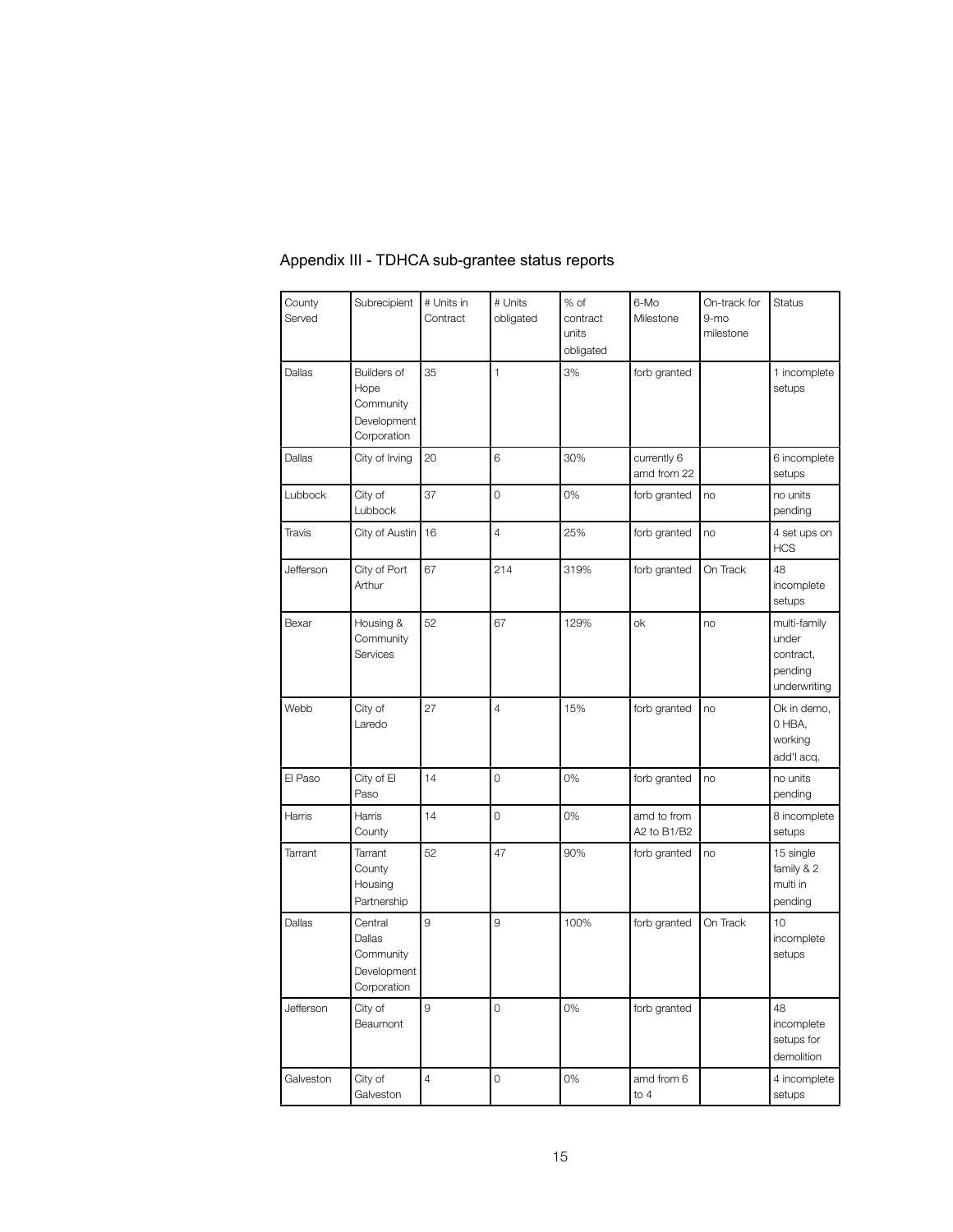## Appendix III - TDHCA sub-grantee status reports

| County Served | Subrecipient | # Units in Contract | # Units obligated | % of contract units obligated | 6-Mo Milestone | On-track for 9-mo milestone | Status |
|---|---|---|---|---|---|---|---|
| Dallas | Builders of Hope Community Development Corporation | 35 | 1 | 3% | forb granted | | 1 incomplete setups |
| Dallas | City of Irving | 20 | 6 | 30% | currently 6 amd from 22 | | 6 incomplete setups |
| Lubbock | City of Lubbock | 37 | 0 | 0% | forb granted | no | no units pending |
| Travis | City of Austin | 16 | 4 | 25% | forb granted | no | 4 set ups on HCS |
| Jefferson | City of Port Arthur | 67 | 214 | 319% | forb granted | On Track | 48 incomplete setups |
| Bexar | Housing & Community Services | 52 | 67 | 129% | ok | no | multi-family under contract, pending underwriting |
| Webb | City of Laredo | 27 | 4 | 15% | forb granted | no | Ok in demo, 0 HBA, working add'l acq. |
| El Paso | City of El Paso | 14 | 0 | 0% | forb granted | no | no units pending |
| Harris | Harris County | 14 | 0 | 0% | amd to from A2 to B1/B2 | | 8 incomplete setups |
| Tarrant | Tarrant County Housing Partnership | 52 | 47 | 90% | forb granted | no | 15 single family & 2 multi in pending |
| Dallas | Central Dallas Community Development Corporation | 9 | 9 | 100% | forb granted | On Track | 10 incomplete setups |
| Jefferson | City of Beaumont | 9 | 0 | 0% | forb granted | | 48 incomplete setups for demolition |
| Galveston | City of Galveston | 4 | 0 | 0% | amd from 6 to 4 | | 4 incomplete setups |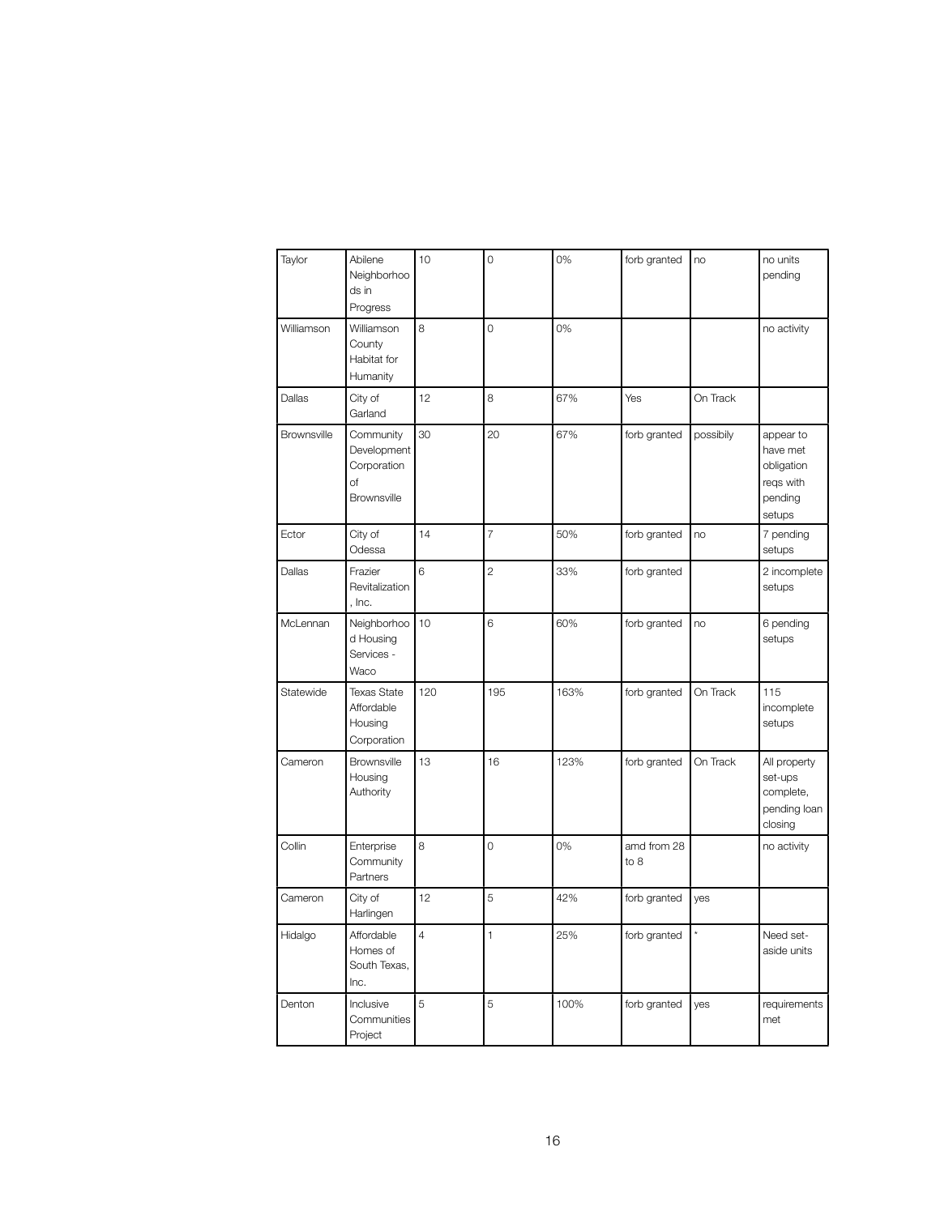| | | | | | | | |
|---|---|---|---|---|---|---|---|
| Taylor | Abilene Neighborhoods in Progress | 10 | 0 | 0% | forb granted | no | no units pending |
| Williamson | Williamson County Habitat for Humanity | 8 | 0 | 0% | | | no activity |
| Dallas | City of Garland | 12 | 8 | 67% | Yes | On Track | |
| Brownsville | Community Development Corporation of Brownsville | 30 | 20 | 67% | forb granted | possibily | appear to have met obligation reqs with pending setups |
| Ector | City of Odessa | 14 | 7 | 50% | forb granted | no | 7 pending setups |
| Dallas | Frazier Revitalization, Inc. | 6 | 2 | 33% | forb granted | | 2 incomplete setups |
| McLennan | Neighborhood Housing Services - Waco | 10 | 6 | 60% | forb granted | no | 6 pending setups |
| Statewide | Texas State Affordable Housing Corporation | 120 | 195 | 163% | forb granted | On Track | 115 incomplete setups |
| Cameron | Brownsville Housing Authority | 13 | 16 | 123% | forb granted | On Track | All property set-ups complete, pending loan closing |
| Collin | Enterprise Community Partners | 8 | 0 | 0% | amd from 28 to 8 | | no activity |
| Cameron | City of Harlingen | 12 | 5 | 42% | forb granted | yes | |
| Hidalgo | Affordable Homes of South Texas, Inc. | 4 | 1 | 25% | forb granted | * | Need set-aside units |
| Denton | Inclusive Communities Project | 5 | 5 | 100% | forb granted | yes | requirements met |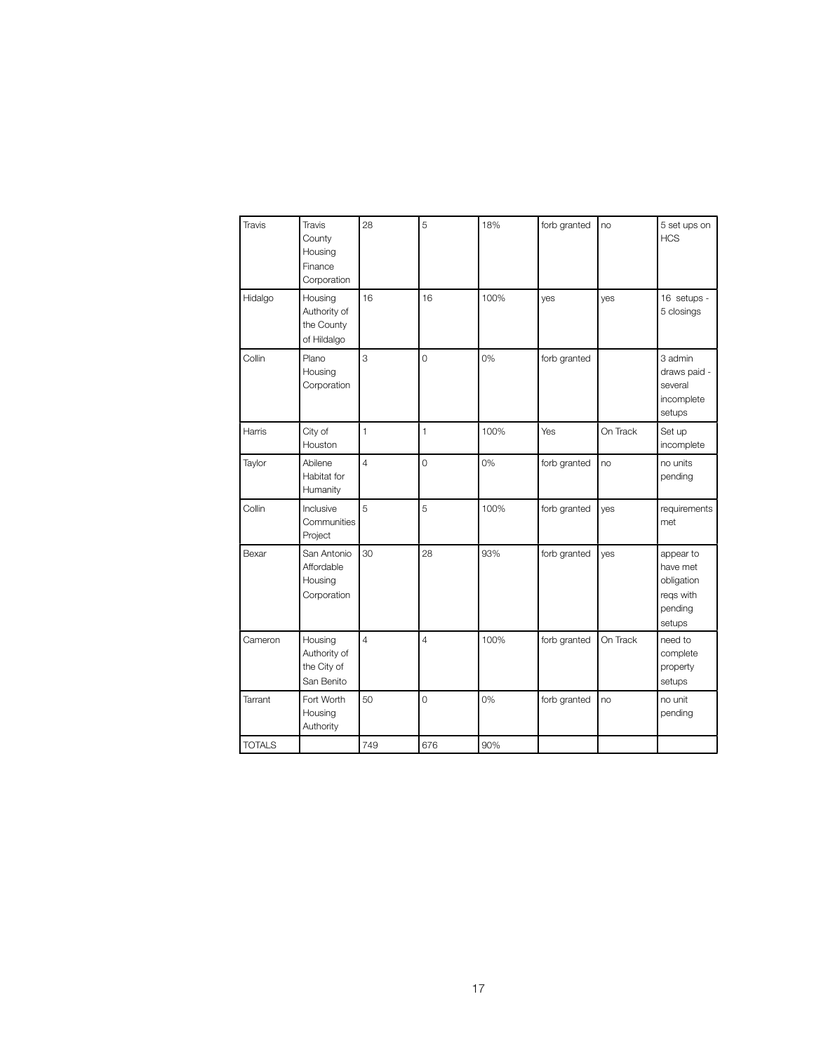| Travis | Travis County Housing Finance Corporation | 28 | 5 | 18% | forb granted | no | 5 set ups on HCS |
|---|---|---|---|---|---|---|---|
| Hidalgo | Housing Authority of the County of Hildalgo | 16 | 16 | 100% | yes | yes | 16 setups - 5 closings |
| Collin | Plano Housing Corporation | 3 | 0 | 0% | forb granted | | 3 admin draws paid - several incomplete setups |
| Harris | City of Houston | 1 | 1 | 100% | Yes | On Track | Set up incomplete |
| Taylor | Abilene Habitat for Humanity | 4 | 0 | 0% | forb granted | no | no units pending |
| Collin | Inclusive Communities Project | 5 | 5 | 100% | forb granted | yes | requirements met |
| Bexar | San Antonio Affordable Housing Corporation | 30 | 28 | 93% | forb granted | yes | appear to have met obligation reqs with pending setups |
| Cameron | Housing Authority of the City of San Benito | 4 | 4 | 100% | forb granted | On Track | need to complete property setups |
| Tarrant | Fort Worth Housing Authority | 50 | 0 | 0% | forb granted | no | no unit pending |
| TOTALS | | 749 | 676 | 90% | | | |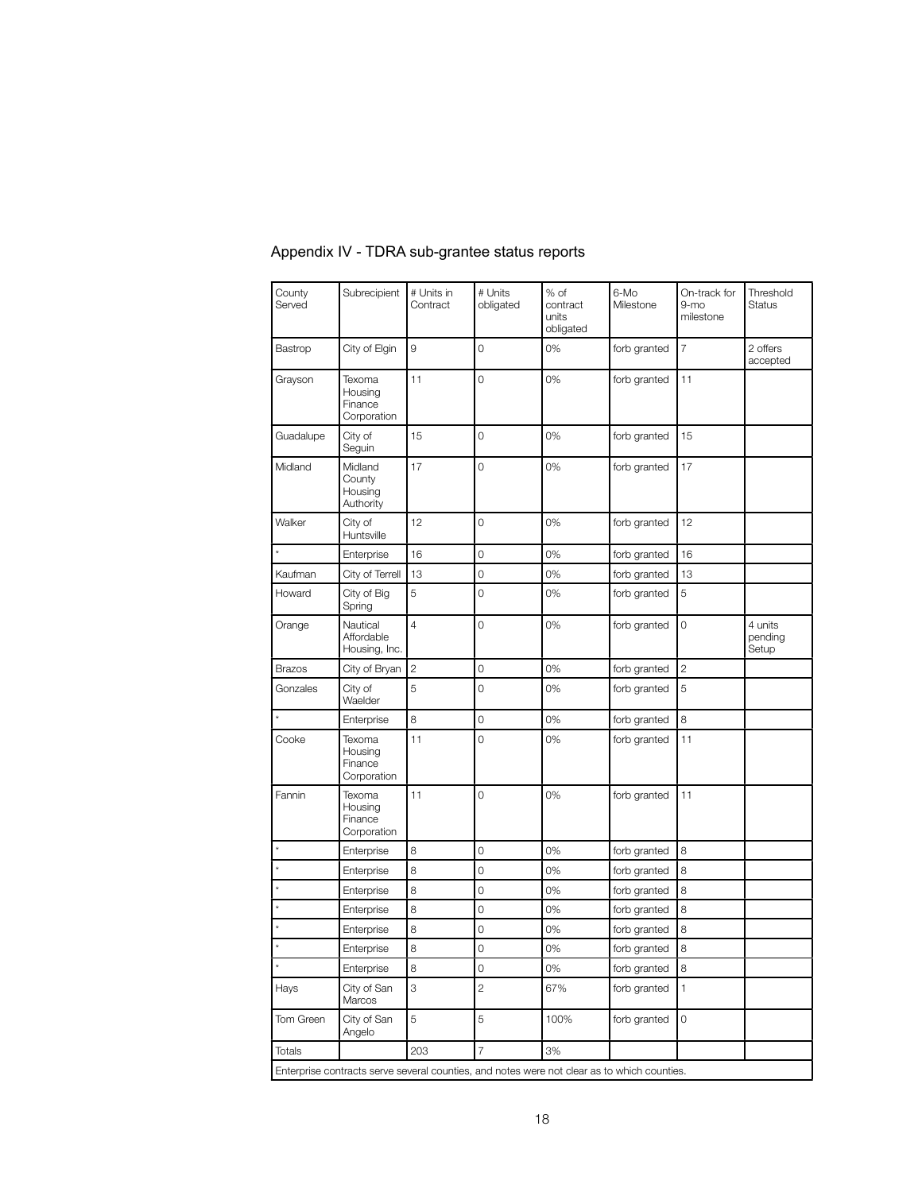## Appendix IV - TDRA sub-grantee status reports

| County Served | Subrecipient | # Units in Contract | # Units obligated | % of contract units obligated | 6-Mo Milestone | On-track for 9-mo milestone | Threshold Status |
|---|---|---|---|---|---|---|---|
| Bastrop | City of Elgin | 9 | 0 | 0% | forb granted | 7 | 2 offers accepted |
| Grayson | Texoma Housing Finance Corporation | 11 | 0 | 0% | forb granted | 11 | |
| Guadalupe | City of Seguin | 15 | 0 | 0% | forb granted | 15 | |
| Midland | Midland County Housing Authority | 17 | 0 | 0% | forb granted | 17 | |
| Walker | City of Huntsville | 12 | 0 | 0% | forb granted | 12 | |
| * | Enterprise | 16 | 0 | 0% | forb granted | 16 | |
| Kaufman | City of Terrell | 13 | 0 | 0% | forb granted | 13 | |
| Howard | City of Big Spring | 5 | 0 | 0% | forb granted | 5 | |
| Orange | Nautical Affordable Housing, Inc. | 4 | 0 | 0% | forb granted | 0 | 4 units pending Setup |
| Brazos | City of Bryan | 2 | 0 | 0% | forb granted | 2 | |
| Gonzales | City of Waelder | 5 | 0 | 0% | forb granted | 5 | |
| * | Enterprise | 8 | 0 | 0% | forb granted | 8 | |
| Cooke | Texoma Housing Finance Corporation | 11 | 0 | 0% | forb granted | 11 | |
| Fannin | Texoma Housing Finance Corporation | 11 | 0 | 0% | forb granted | 11 | |
| * | Enterprise | 8 | 0 | 0% | forb granted | 8 | |
| * | Enterprise | 8 | 0 | 0% | forb granted | 8 | |
| * | Enterprise | 8 | 0 | 0% | forb granted | 8 | |
| * | Enterprise | 8 | 0 | 0% | forb granted | 8 | |
| * | Enterprise | 8 | 0 | 0% | forb granted | 8 | |
| * | Enterprise | 8 | 0 | 0% | forb granted | 8 | |
| * | Enterprise | 8 | 0 | 0% | forb granted | 8 | |
| Hays | City of San Marcos | 3 | 2 | 67% | forb granted | 1 | |
| Tom Green | City of San Angelo | 5 | 5 | 100% | forb granted | 0 | |
| Totals | | 203 | 7 | 3% | | | |

Enterprise contracts serve several counties, and notes were not clear as to which counties.